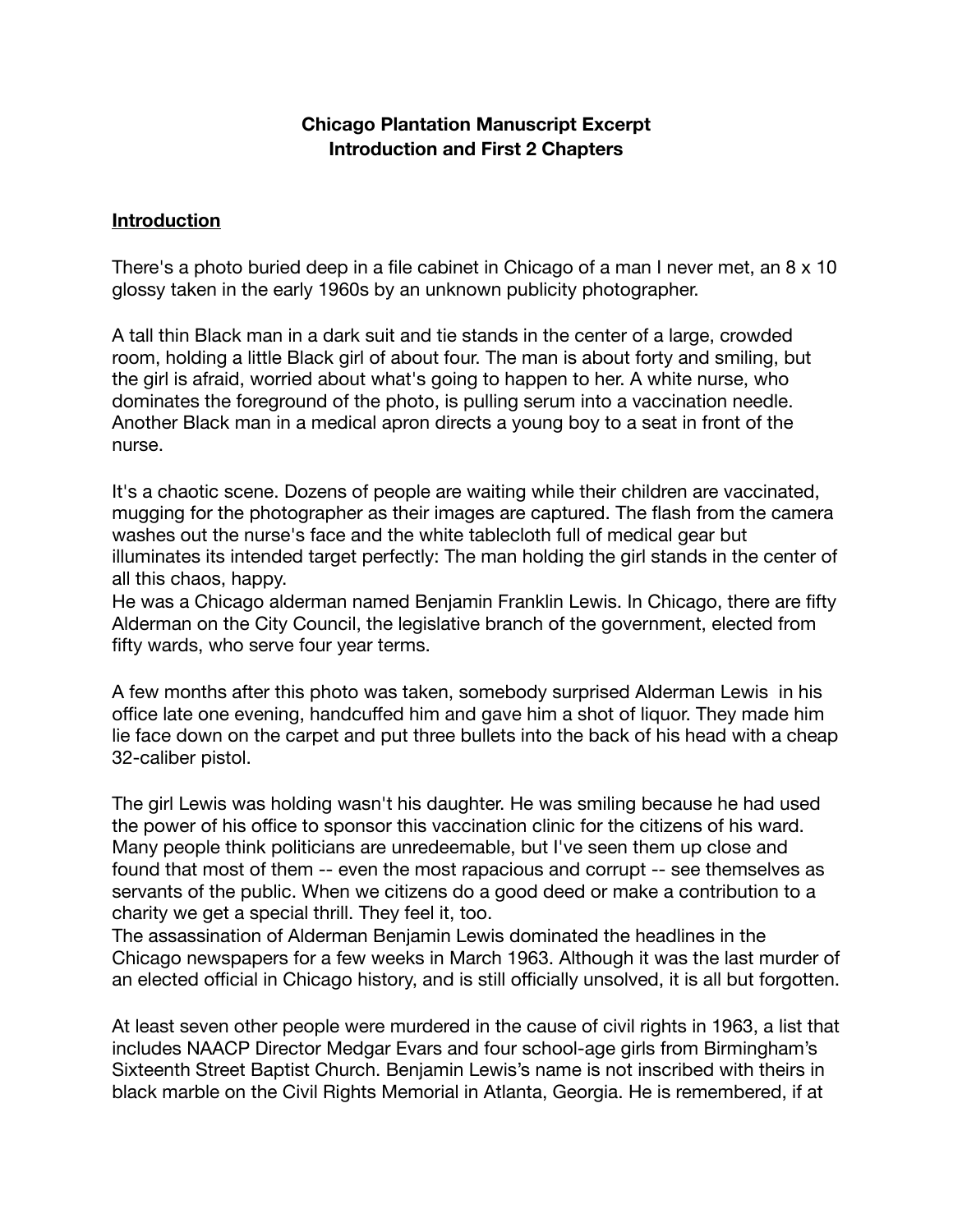**Chicago Plantation Manuscript Excerpt**
**Introduction and First 2 Chapters**

## Introduction

There's a photo buried deep in a file cabinet in Chicago of a man I never met, an 8 x 10 glossy taken in the early 1960s by an unknown publicity photographer.

A tall thin Black man in a dark suit and tie stands in the center of a large, crowded room, holding a little Black girl of about four. The man is about forty and smiling, but the girl is afraid, worried about what's going to happen to her. A white nurse, who dominates the foreground of the photo, is pulling serum into a vaccination needle. Another Black man in a medical apron directs a young boy to a seat in front of the nurse.

It's a chaotic scene. Dozens of people are waiting while their children are vaccinated, mugging for the photographer as their images are captured. The flash from the camera washes out the nurse's face and the white tablecloth full of medical gear but illuminates its intended target perfectly: The man holding the girl stands in the center of all this chaos, happy.

He was a Chicago alderman named Benjamin Franklin Lewis. In Chicago, there are fifty Alderman on the City Council, the legislative branch of the government, elected from fifty wards, who serve four year terms.

A few months after this photo was taken, somebody surprised Alderman Lewis in his office late one evening, handcuffed him and gave him a shot of liquor. They made him lie face down on the carpet and put three bullets into the back of his head with a cheap 32-caliber pistol.

The girl Lewis was holding wasn't his daughter. He was smiling because he had used the power of his office to sponsor this vaccination clinic for the citizens of his ward. Many people think politicians are unredeemable, but I've seen them up close and found that most of them -- even the most rapacious and corrupt -- see themselves as servants of the public. When we citizens do a good deed or make a contribution to a charity we get a special thrill. They feel it, too.

The assassination of Alderman Benjamin Lewis dominated the headlines in the Chicago newspapers for a few weeks in March 1963. Although it was the last murder of an elected official in Chicago history, and is still officially unsolved, it is all but forgotten.

At least seven other people were murdered in the cause of civil rights in 1963, a list that includes NAACP Director Medgar Evars and four school-age girls from Birmingham's Sixteenth Street Baptist Church. Benjamin Lewis's name is not inscribed with theirs in black marble on the Civil Rights Memorial in Atlanta, Georgia. He is remembered, if at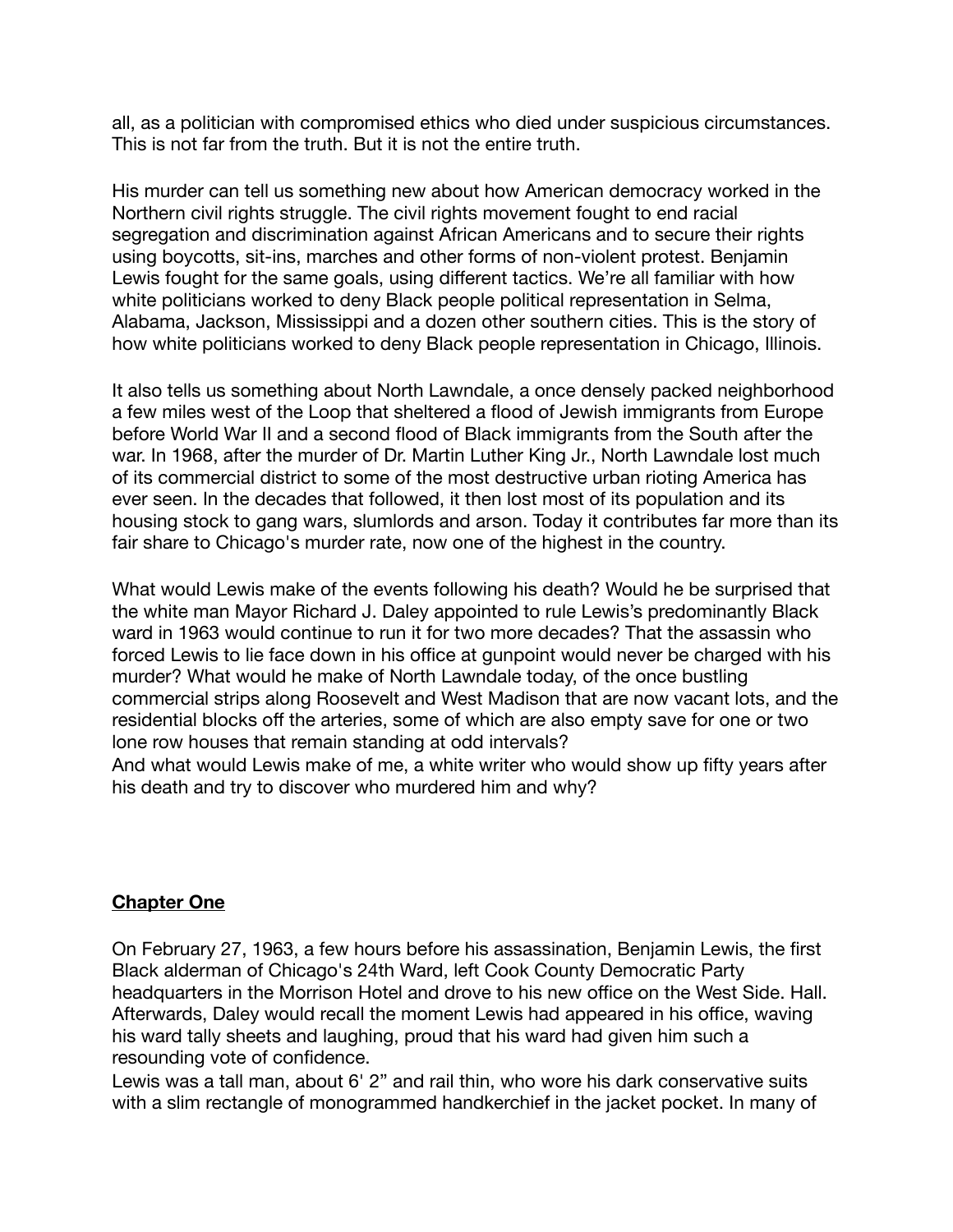all, as a politician with compromised ethics who died under suspicious circumstances. This is not far from the truth. But it is not the entire truth.

His murder can tell us something new about how American democracy worked in the Northern civil rights struggle. The civil rights movement fought to end racial segregation and discrimination against African Americans and to secure their rights using boycotts, sit-ins, marches and other forms of non-violent protest. Benjamin Lewis fought for the same goals, using different tactics. We're all familiar with how white politicians worked to deny Black people political representation in Selma, Alabama, Jackson, Mississippi and a dozen other southern cities. This is the story of how white politicians worked to deny Black people representation in Chicago, Illinois.

It also tells us something about North Lawndale, a once densely packed neighborhood a few miles west of the Loop that sheltered a flood of Jewish immigrants from Europe before World War II and a second flood of Black immigrants from the South after the war. In 1968, after the murder of Dr. Martin Luther King Jr., North Lawndale lost much of its commercial district to some of the most destructive urban rioting America has ever seen. In the decades that followed, it then lost most of its population and its housing stock to gang wars, slumlords and arson. Today it contributes far more than its fair share to Chicago's murder rate, now one of the highest in the country.

What would Lewis make of the events following his death? Would he be surprised that the white man Mayor Richard J. Daley appointed to rule Lewis's predominantly Black ward in 1963 would continue to run it for two more decades? That the assassin who forced Lewis to lie face down in his office at gunpoint would never be charged with his murder? What would he make of North Lawndale today, of the once bustling commercial strips along Roosevelt and West Madison that are now vacant lots, and the residential blocks off the arteries, some of which are also empty save for one or two lone row houses that remain standing at odd intervals?

And what would Lewis make of me, a white writer who would show up fifty years after his death and try to discover who murdered him and why?

## Chapter One

On February 27, 1963, a few hours before his assassination, Benjamin Lewis, the first Black alderman of Chicago's 24th Ward, left Cook County Democratic Party headquarters in the Morrison Hotel and drove to his new office on the West Side. Hall. Afterwards, Daley would recall the moment Lewis had appeared in his office, waving his ward tally sheets and laughing, proud that his ward had given him such a resounding vote of confidence.

Lewis was a tall man, about 6' 2" and rail thin, who wore his dark conservative suits with a slim rectangle of monogrammed handkerchief in the jacket pocket. In many of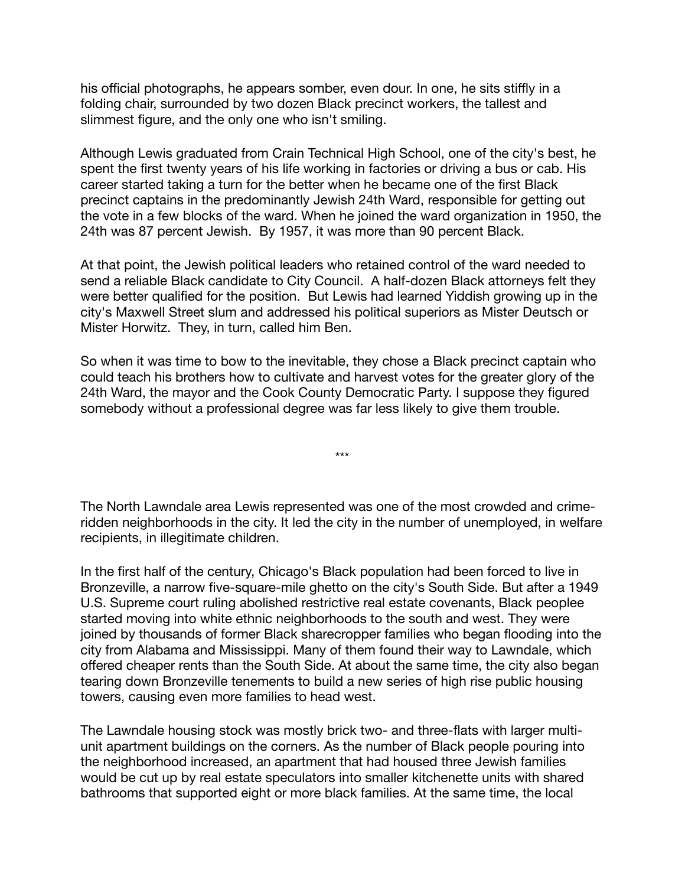his official photographs, he appears somber, even dour. In one, he sits stiffly in a folding chair, surrounded by two dozen Black precinct workers, the tallest and slimmest figure, and the only one who isn't smiling.

Although Lewis graduated from Crain Technical High School, one of the city's best, he spent the first twenty years of his life working in factories or driving a bus or cab. His career started taking a turn for the better when he became one of the first Black precinct captains in the predominantly Jewish 24th Ward, responsible for getting out the vote in a few blocks of the ward. When he joined the ward organization in 1950, the 24th was 87 percent Jewish. By 1957, it was more than 90 percent Black.

At that point, the Jewish political leaders who retained control of the ward needed to send a reliable Black candidate to City Council. A half-dozen Black attorneys felt they were better qualified for the position. But Lewis had learned Yiddish growing up in the city's Maxwell Street slum and addressed his political superiors as Mister Deutsch or Mister Horwitz. They, in turn, called him Ben.

So when it was time to bow to the inevitable, they chose a Black precinct captain who could teach his brothers how to cultivate and harvest votes for the greater glory of the 24th Ward, the mayor and the Cook County Democratic Party. I suppose they figured somebody without a professional degree was far less likely to give them trouble.

***

The North Lawndale area Lewis represented was one of the most crowded and crime-ridden neighborhoods in the city. It led the city in the number of unemployed, in welfare recipients, in illegitimate children.

In the first half of the century, Chicago's Black population had been forced to live in Bronzeville, a narrow five-square-mile ghetto on the city's South Side. But after a 1949 U.S. Supreme court ruling abolished restrictive real estate covenants, Black peoplee started moving into white ethnic neighborhoods to the south and west. They were joined by thousands of former Black sharecropper families who began flooding into the city from Alabama and Mississippi. Many of them found their way to Lawndale, which offered cheaper rents than the South Side. At about the same time, the city also began tearing down Bronzeville tenements to build a new series of high rise public housing towers, causing even more families to head west.

The Lawndale housing stock was mostly brick two- and three-flats with larger multi-unit apartment buildings on the corners. As the number of Black people pouring into the neighborhood increased, an apartment that had housed three Jewish families would be cut up by real estate speculators into smaller kitchenette units with shared bathrooms that supported eight or more black families. At the same time, the local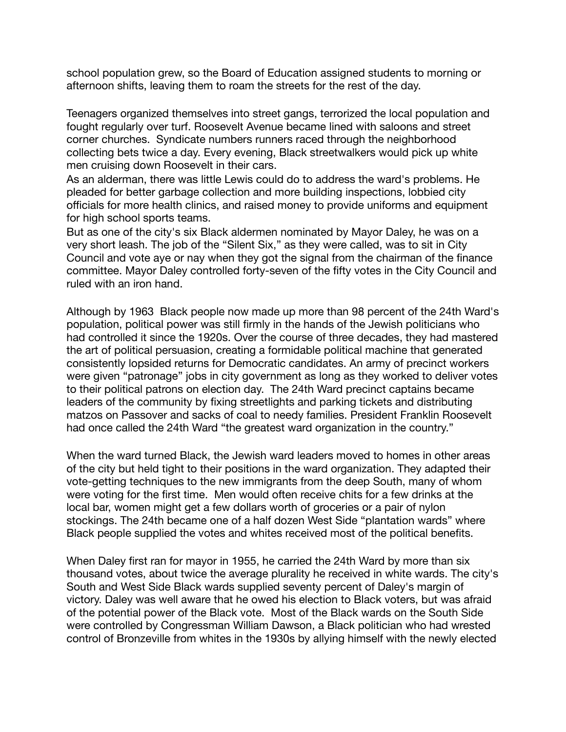school population grew, so the Board of Education assigned students to morning or afternoon shifts, leaving them to roam the streets for the rest of the day.

Teenagers organized themselves into street gangs, terrorized the local population and fought regularly over turf. Roosevelt Avenue became lined with saloons and street corner churches. Syndicate numbers runners raced through the neighborhood collecting bets twice a day. Every evening, Black streetwalkers would pick up white men cruising down Roosevelt in their cars.

As an alderman, there was little Lewis could do to address the ward's problems. He pleaded for better garbage collection and more building inspections, lobbied city officials for more health clinics, and raised money to provide uniforms and equipment for high school sports teams.

But as one of the city's six Black aldermen nominated by Mayor Daley, he was on a very short leash. The job of the "Silent Six," as they were called, was to sit in City Council and vote aye or nay when they got the signal from the chairman of the finance committee. Mayor Daley controlled forty-seven of the fifty votes in the City Council and ruled with an iron hand.

Although by 1963 Black people now made up more than 98 percent of the 24th Ward's population, political power was still firmly in the hands of the Jewish politicians who had controlled it since the 1920s. Over the course of three decades, they had mastered the art of political persuasion, creating a formidable political machine that generated consistently lopsided returns for Democratic candidates. An army of precinct workers were given "patronage" jobs in city government as long as they worked to deliver votes to their political patrons on election day. The 24th Ward precinct captains became leaders of the community by fixing streetlights and parking tickets and distributing matzos on Passover and sacks of coal to needy families. President Franklin Roosevelt had once called the 24th Ward "the greatest ward organization in the country."

When the ward turned Black, the Jewish ward leaders moved to homes in other areas of the city but held tight to their positions in the ward organization. They adapted their vote-getting techniques to the new immigrants from the deep South, many of whom were voting for the first time. Men would often receive chits for a few drinks at the local bar, women might get a few dollars worth of groceries or a pair of nylon stockings. The 24th became one of a half dozen West Side "plantation wards" where Black people supplied the votes and whites received most of the political benefits.

When Daley first ran for mayor in 1955, he carried the 24th Ward by more than six thousand votes, about twice the average plurality he received in white wards. The city's South and West Side Black wards supplied seventy percent of Daley's margin of victory. Daley was well aware that he owed his election to Black voters, but was afraid of the potential power of the Black vote. Most of the Black wards on the South Side were controlled by Congressman William Dawson, a Black politician who had wrested control of Bronzeville from whites in the 1930s by allying himself with the newly elected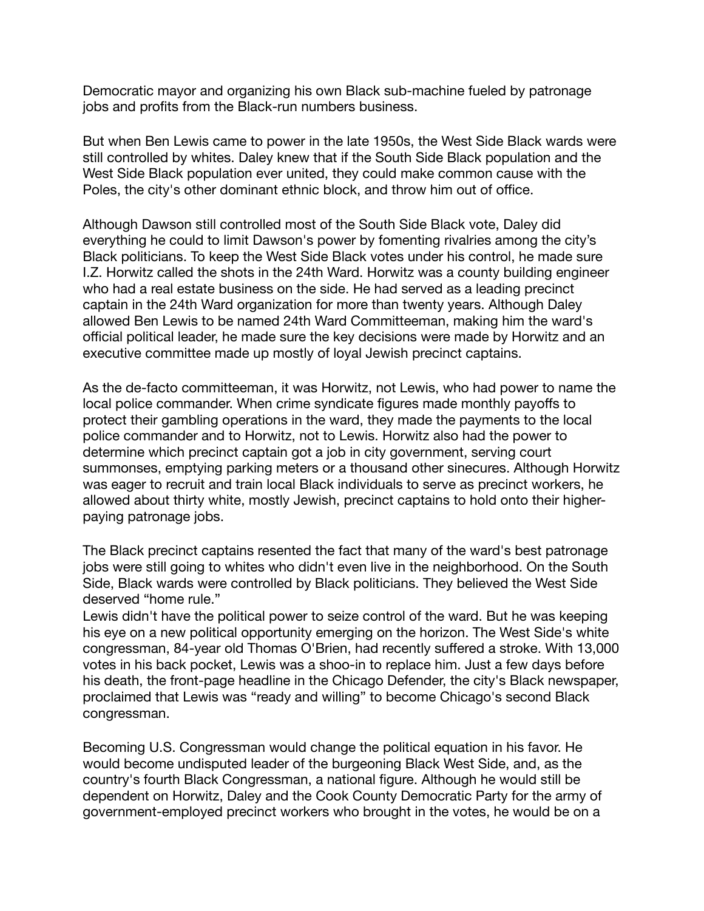Democratic mayor and organizing his own Black sub-machine fueled by patronage jobs and profits from the Black-run numbers business.

But when Ben Lewis came to power in the late 1950s, the West Side Black wards were still controlled by whites. Daley knew that if the South Side Black population and the West Side Black population ever united, they could make common cause with the Poles, the city's other dominant ethnic block, and throw him out of office.

Although Dawson still controlled most of the South Side Black vote, Daley did everything he could to limit Dawson's power by fomenting rivalries among the city's Black politicians. To keep the West Side Black votes under his control, he made sure I.Z. Horwitz called the shots in the 24th Ward. Horwitz was a county building engineer who had a real estate business on the side. He had served as a leading precinct captain in the 24th Ward organization for more than twenty years. Although Daley allowed Ben Lewis to be named 24th Ward Committeeman, making him the ward's official political leader, he made sure the key decisions were made by Horwitz and an executive committee made up mostly of loyal Jewish precinct captains.

As the de-facto committeeman, it was Horwitz, not Lewis, who had power to name the local police commander. When crime syndicate figures made monthly payoffs to protect their gambling operations in the ward, they made the payments to the local police commander and to Horwitz, not to Lewis. Horwitz also had the power to determine which precinct captain got a job in city government, serving court summonses, emptying parking meters or a thousand other sinecures. Although Horwitz was eager to recruit and train local Black individuals to serve as precinct workers, he allowed about thirty white, mostly Jewish, precinct captains to hold onto their higher-paying patronage jobs.

The Black precinct captains resented the fact that many of the ward's best patronage jobs were still going to whites who didn't even live in the neighborhood. On the South Side, Black wards were controlled by Black politicians. They believed the West Side deserved "home rule."

Lewis didn't have the political power to seize control of the ward. But he was keeping his eye on a new political opportunity emerging on the horizon. The West Side's white congressman, 84-year old Thomas O'Brien, had recently suffered a stroke. With 13,000 votes in his back pocket, Lewis was a shoo-in to replace him. Just a few days before his death, the front-page headline in the Chicago Defender, the city's Black newspaper, proclaimed that Lewis was "ready and willing" to become Chicago's second Black congressman.

Becoming U.S. Congressman would change the political equation in his favor. He would become undisputed leader of the burgeoning Black West Side, and, as the country's fourth Black Congressman, a national figure. Although he would still be dependent on Horwitz, Daley and the Cook County Democratic Party for the army of government-employed precinct workers who brought in the votes, he would be on a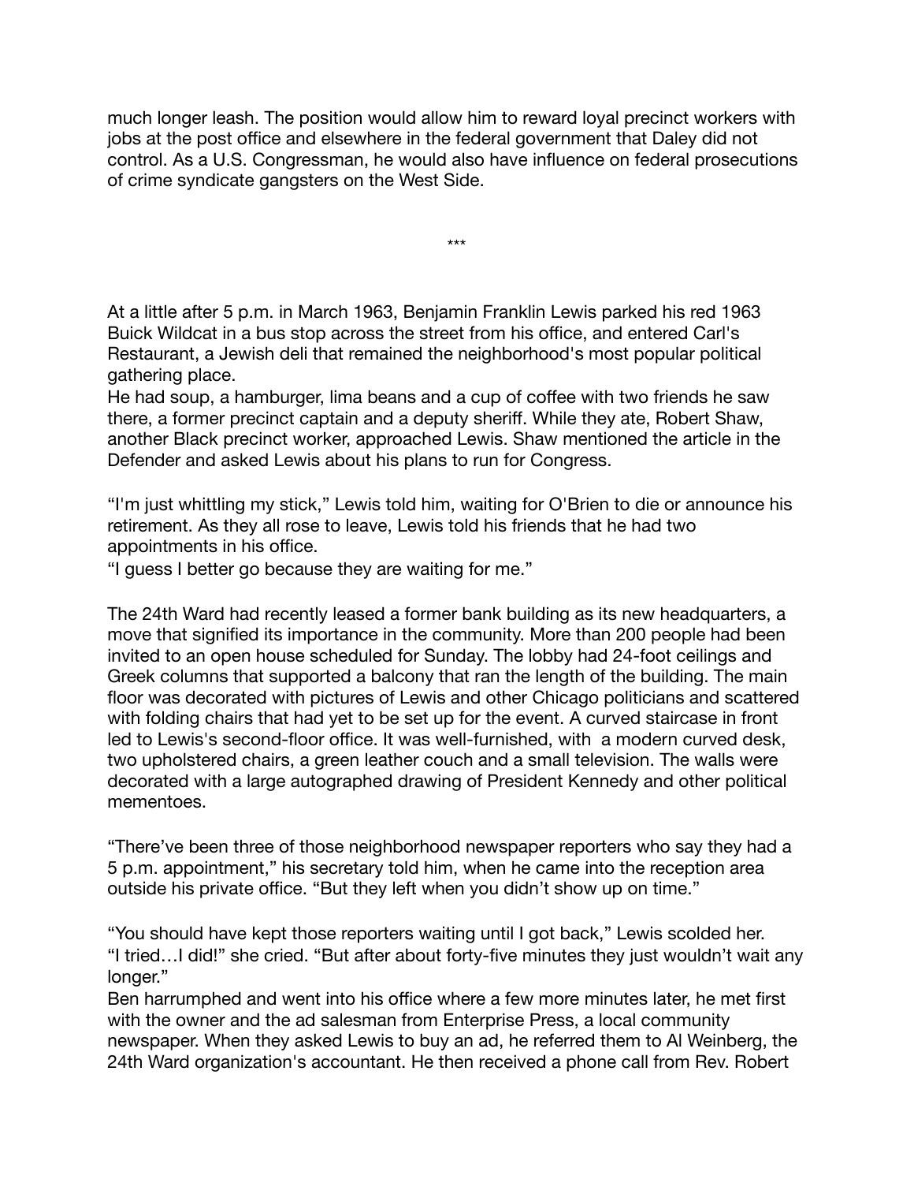much longer leash. The position would allow him to reward loyal precinct workers with jobs at the post office and elsewhere in the federal government that Daley did not control. As a U.S. Congressman, he would also have influence on federal prosecutions of crime syndicate gangsters on the West Side.

***

At a little after 5 p.m. in March 1963, Benjamin Franklin Lewis parked his red 1963 Buick Wildcat in a bus stop across the street from his office, and entered Carl's Restaurant, a Jewish deli that remained the neighborhood's most popular political gathering place.

He had soup, a hamburger, lima beans and a cup of coffee with two friends he saw there, a former precinct captain and a deputy sheriff. While they ate, Robert Shaw, another Black precinct worker, approached Lewis. Shaw mentioned the article in the Defender and asked Lewis about his plans to run for Congress.

"I'm just whittling my stick," Lewis told him, waiting for O'Brien to die or announce his retirement. As they all rose to leave, Lewis told his friends that he had two appointments in his office.

"I guess I better go because they are waiting for me."

The 24th Ward had recently leased a former bank building as its new headquarters, a move that signified its importance in the community. More than 200 people had been invited to an open house scheduled for Sunday. The lobby had 24-foot ceilings and Greek columns that supported a balcony that ran the length of the building. The main floor was decorated with pictures of Lewis and other Chicago politicians and scattered with folding chairs that had yet to be set up for the event. A curved staircase in front led to Lewis's second-floor office. It was well-furnished, with a modern curved desk, two upholstered chairs, a green leather couch and a small television. The walls were decorated with a large autographed drawing of President Kennedy and other political mementoes.

"There've been three of those neighborhood newspaper reporters who say they had a 5 p.m. appointment," his secretary told him, when he came into the reception area outside his private office. "But they left when you didn't show up on time."

"You should have kept those reporters waiting until I got back," Lewis scolded her.

"I tried…I did!" she cried. "But after about forty-five minutes they just wouldn't wait any longer."

Ben harrumphed and went into his office where a few more minutes later, he met first with the owner and the ad salesman from Enterprise Press, a local community newspaper. When they asked Lewis to buy an ad, he referred them to Al Weinberg, the 24th Ward organization's accountant. He then received a phone call from Rev. Robert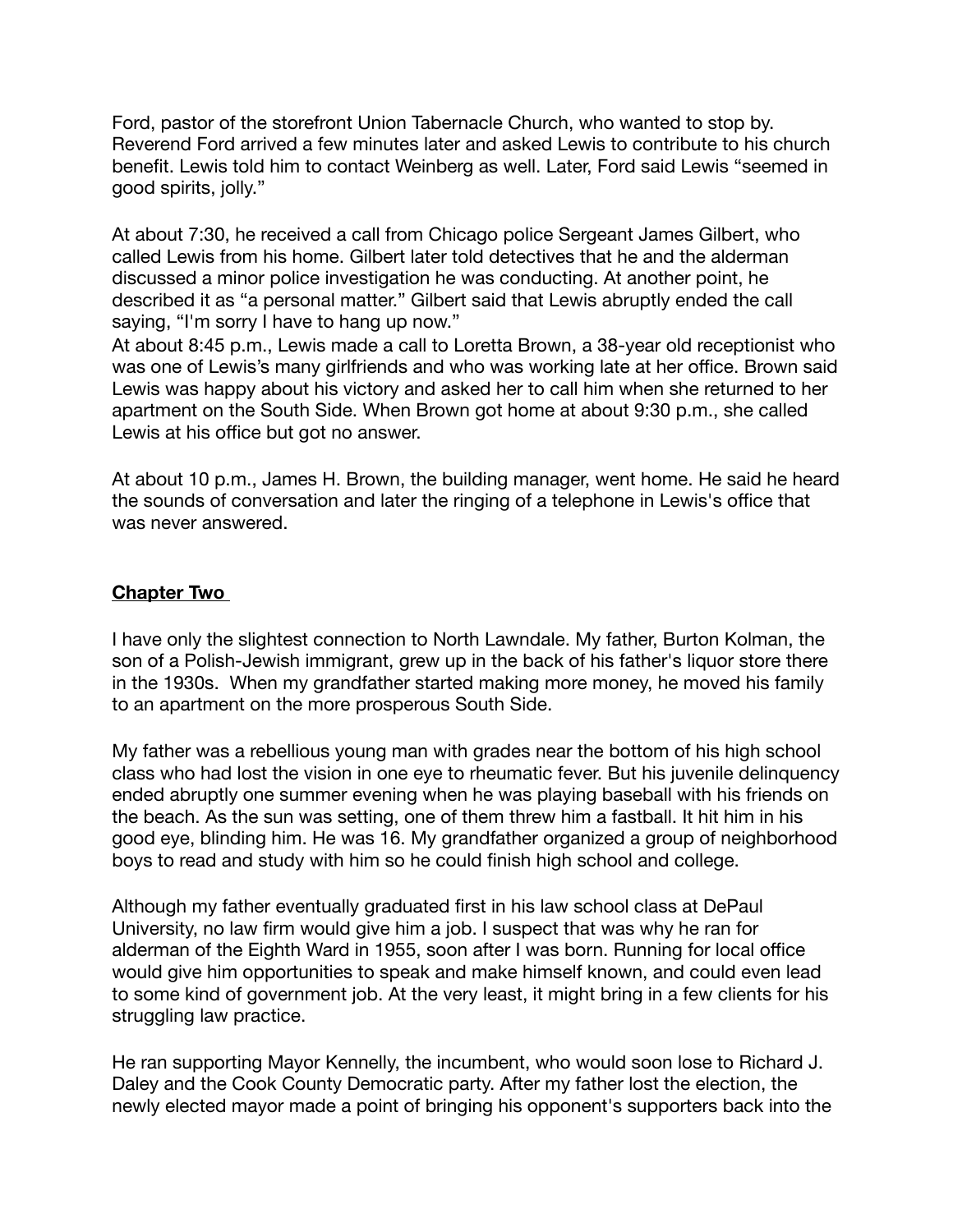Ford, pastor of the storefront Union Tabernacle Church, who wanted to stop by. Reverend Ford arrived a few minutes later and asked Lewis to contribute to his church benefit. Lewis told him to contact Weinberg as well. Later, Ford said Lewis "seemed in good spirits, jolly."

At about 7:30, he received a call from Chicago police Sergeant James Gilbert, who called Lewis from his home. Gilbert later told detectives that he and the alderman discussed a minor police investigation he was conducting. At another point, he described it as "a personal matter." Gilbert said that Lewis abruptly ended the call saying, "I'm sorry I have to hang up now."

At about 8:45 p.m., Lewis made a call to Loretta Brown, a 38-year old receptionist who was one of Lewis's many girlfriends and who was working late at her office. Brown said Lewis was happy about his victory and asked her to call him when she returned to her apartment on the South Side. When Brown got home at about 9:30 p.m., she called Lewis at his office but got no answer.

At about 10 p.m., James H. Brown, the building manager, went home. He said he heard the sounds of conversation and later the ringing of a telephone in Lewis's office that was never answered.

## Chapter Two

I have only the slightest connection to North Lawndale. My father, Burton Kolman, the son of a Polish-Jewish immigrant, grew up in the back of his father's liquor store there in the 1930s. When my grandfather started making more money, he moved his family to an apartment on the more prosperous South Side.

My father was a rebellious young man with grades near the bottom of his high school class who had lost the vision in one eye to rheumatic fever. But his juvenile delinquency ended abruptly one summer evening when he was playing baseball with his friends on the beach. As the sun was setting, one of them threw him a fastball. It hit him in his good eye, blinding him. He was 16. My grandfather organized a group of neighborhood boys to read and study with him so he could finish high school and college.

Although my father eventually graduated first in his law school class at DePaul University, no law firm would give him a job. I suspect that was why he ran for alderman of the Eighth Ward in 1955, soon after I was born. Running for local office would give him opportunities to speak and make himself known, and could even lead to some kind of government job. At the very least, it might bring in a few clients for his struggling law practice.

He ran supporting Mayor Kennelly, the incumbent, who would soon lose to Richard J. Daley and the Cook County Democratic party. After my father lost the election, the newly elected mayor made a point of bringing his opponent's supporters back into the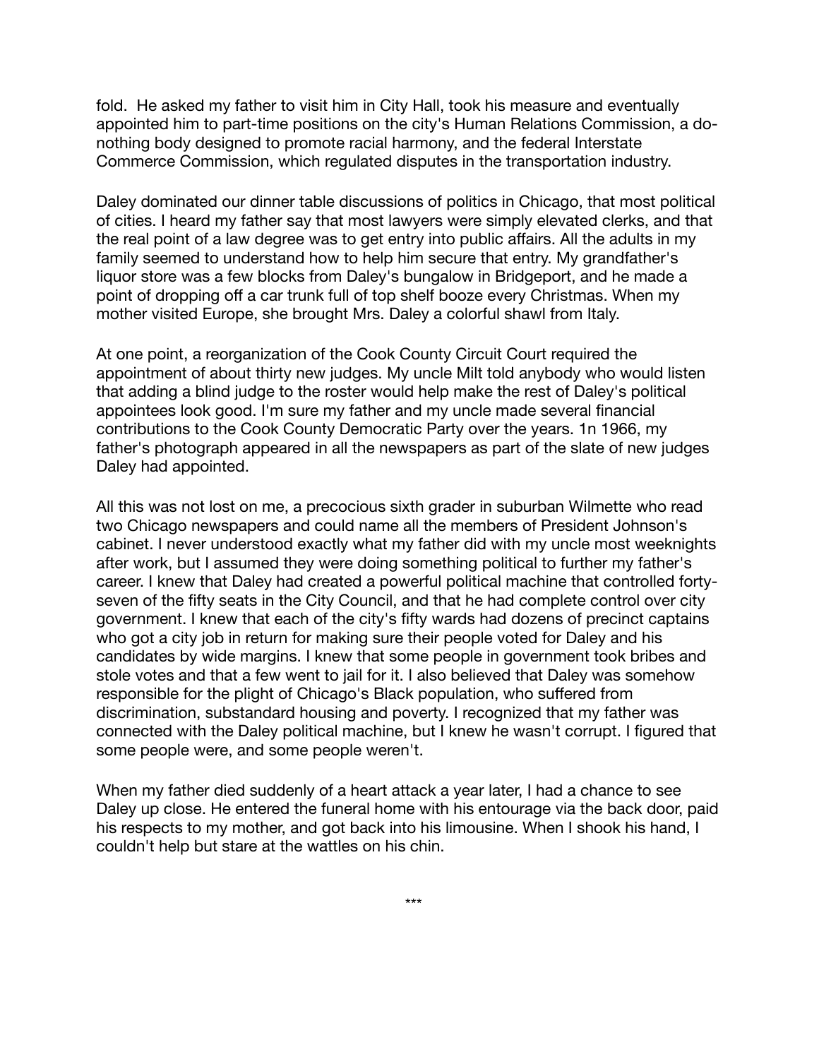fold. He asked my father to visit him in City Hall, took his measure and eventually appointed him to part-time positions on the city's Human Relations Commission, a do-nothing body designed to promote racial harmony, and the federal Interstate Commerce Commission, which regulated disputes in the transportation industry.

Daley dominated our dinner table discussions of politics in Chicago, that most political of cities. I heard my father say that most lawyers were simply elevated clerks, and that the real point of a law degree was to get entry into public affairs. All the adults in my family seemed to understand how to help him secure that entry. My grandfather's liquor store was a few blocks from Daley's bungalow in Bridgeport, and he made a point of dropping off a car trunk full of top shelf booze every Christmas. When my mother visited Europe, she brought Mrs. Daley a colorful shawl from Italy.

At one point, a reorganization of the Cook County Circuit Court required the appointment of about thirty new judges. My uncle Milt told anybody who would listen that adding a blind judge to the roster would help make the rest of Daley's political appointees look good. I'm sure my father and my uncle made several financial contributions to the Cook County Democratic Party over the years. 1n 1966, my father's photograph appeared in all the newspapers as part of the slate of new judges Daley had appointed.

All this was not lost on me, a precocious sixth grader in suburban Wilmette who read two Chicago newspapers and could name all the members of President Johnson's cabinet. I never understood exactly what my father did with my uncle most weeknights after work, but I assumed they were doing something political to further my father's career. I knew that Daley had created a powerful political machine that controlled forty-seven of the fifty seats in the City Council, and that he had complete control over city government. I knew that each of the city's fifty wards had dozens of precinct captains who got a city job in return for making sure their people voted for Daley and his candidates by wide margins. I knew that some people in government took bribes and stole votes and that a few went to jail for it. I also believed that Daley was somehow responsible for the plight of Chicago's Black population, who suffered from discrimination, substandard housing and poverty. I recognized that my father was connected with the Daley political machine, but I knew he wasn't corrupt. I figured that some people were, and some people weren't.

When my father died suddenly of a heart attack a year later, I had a chance to see Daley up close. He entered the funeral home with his entourage via the back door, paid his respects to my mother, and got back into his limousine. When I shook his hand, I couldn't help but stare at the wattles on his chin.

***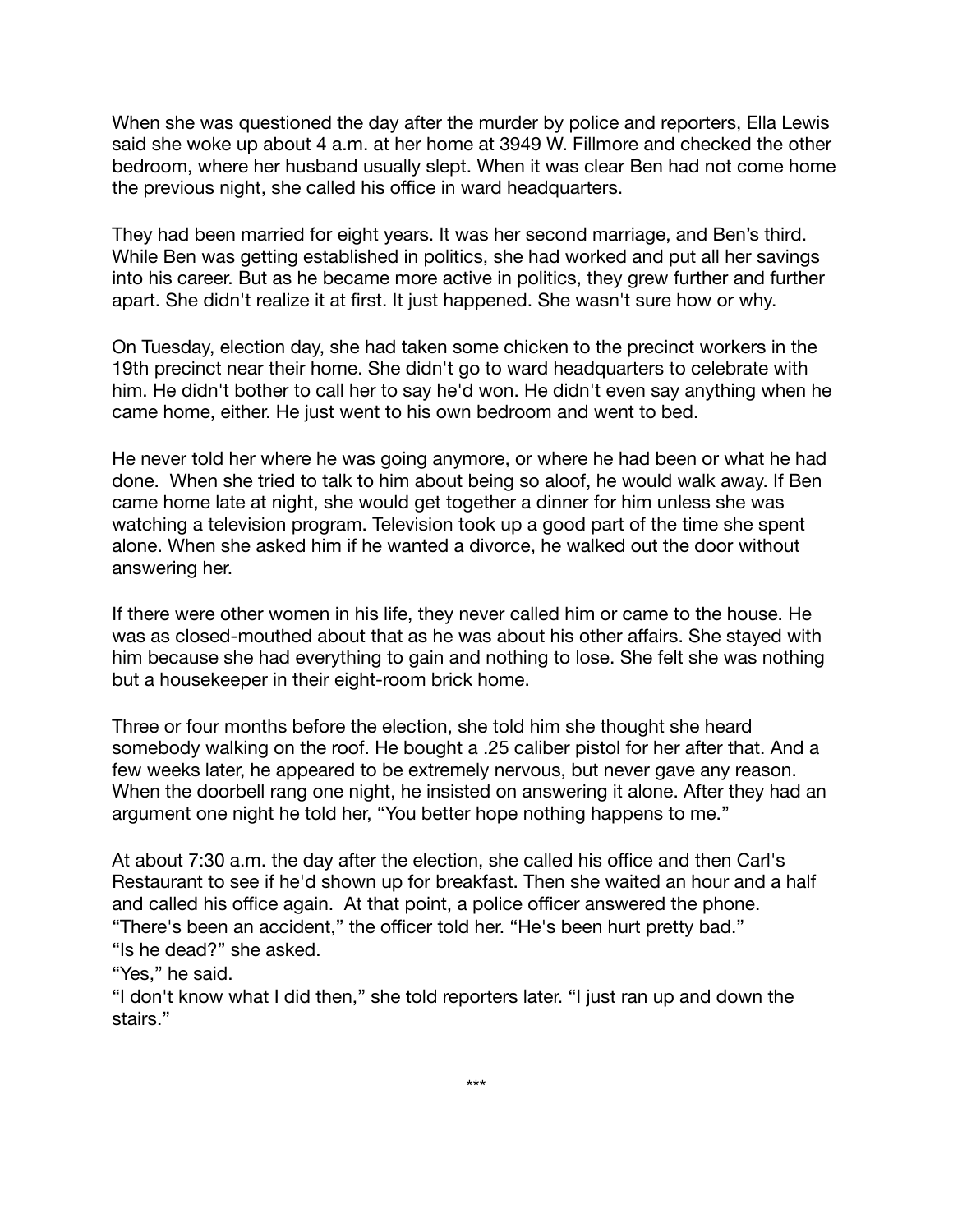When she was questioned the day after the murder by police and reporters, Ella Lewis said she woke up about 4 a.m. at her home at 3949 W. Fillmore and checked the other bedroom, where her husband usually slept. When it was clear Ben had not come home the previous night, she called his office in ward headquarters.

They had been married for eight years. It was her second marriage, and Ben's third. While Ben was getting established in politics, she had worked and put all her savings into his career. But as he became more active in politics, they grew further and further apart. She didn't realize it at first. It just happened. She wasn't sure how or why.

On Tuesday, election day, she had taken some chicken to the precinct workers in the 19th precinct near their home. She didn't go to ward headquarters to celebrate with him. He didn't bother to call her to say he'd won. He didn't even say anything when he came home, either. He just went to his own bedroom and went to bed.

He never told her where he was going anymore, or where he had been or what he had done. When she tried to talk to him about being so aloof, he would walk away. If Ben came home late at night, she would get together a dinner for him unless she was watching a television program. Television took up a good part of the time she spent alone. When she asked him if he wanted a divorce, he walked out the door without answering her.

If there were other women in his life, they never called him or came to the house. He was as closed-mouthed about that as he was about his other affairs. She stayed with him because she had everything to gain and nothing to lose. She felt she was nothing but a housekeeper in their eight-room brick home.

Three or four months before the election, she told him she thought she heard somebody walking on the roof. He bought a .25 caliber pistol for her after that. And a few weeks later, he appeared to be extremely nervous, but never gave any reason. When the doorbell rang one night, he insisted on answering it alone. After they had an argument one night he told her, "You better hope nothing happens to me."

At about 7:30 a.m. the day after the election, she called his office and then Carl's Restaurant to see if he'd shown up for breakfast. Then she waited an hour and a half and called his office again. At that point, a police officer answered the phone.
"There's been an accident," the officer told her. "He's been hurt pretty bad."
"Is he dead?" she asked.
"Yes," he said.
"I don't know what I did then," she told reporters later. "I just ran up and down the stairs."

***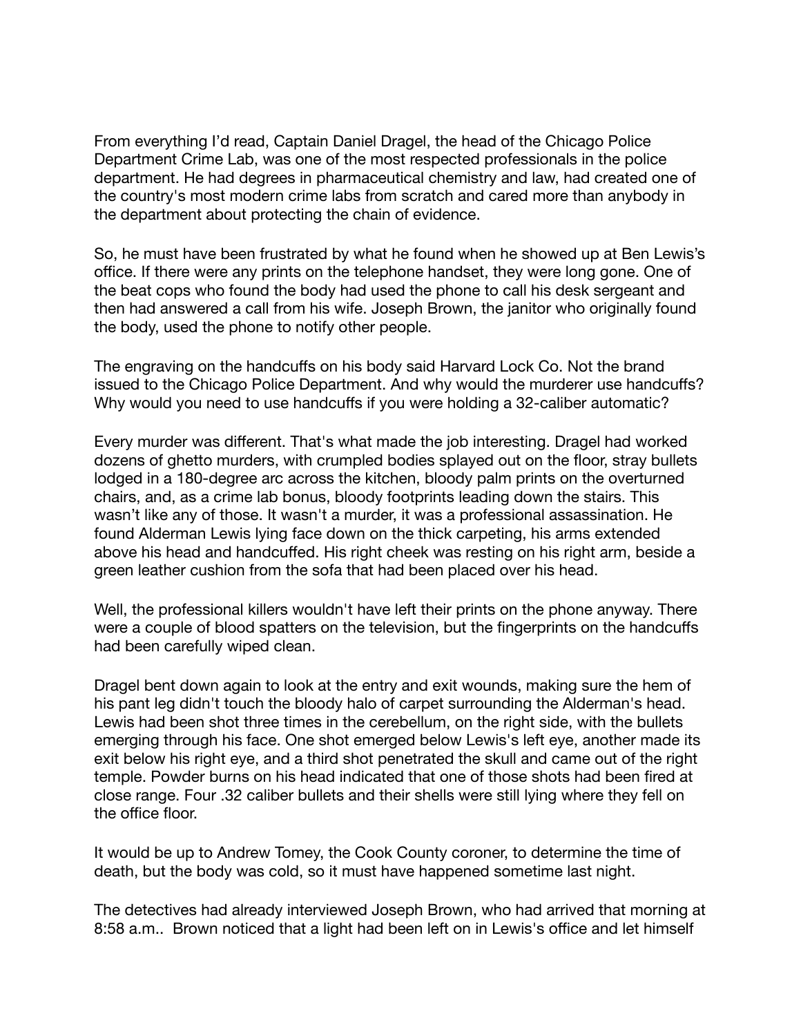From everything I'd read, Captain Daniel Dragel, the head of the Chicago Police Department Crime Lab, was one of the most respected professionals in the police department. He had degrees in pharmaceutical chemistry and law, had created one of the country's most modern crime labs from scratch and cared more than anybody in the department about protecting the chain of evidence.

So, he must have been frustrated by what he found when he showed up at Ben Lewis's office. If there were any prints on the telephone handset, they were long gone. One of the beat cops who found the body had used the phone to call his desk sergeant and then had answered a call from his wife. Joseph Brown, the janitor who originally found the body, used the phone to notify other people.

The engraving on the handcuffs on his body said Harvard Lock Co. Not the brand issued to the Chicago Police Department. And why would the murderer use handcuffs? Why would you need to use handcuffs if you were holding a 32-caliber automatic?

Every murder was different. That's what made the job interesting. Dragel had worked dozens of ghetto murders, with crumpled bodies splayed out on the floor, stray bullets lodged in a 180-degree arc across the kitchen, bloody palm prints on the overturned chairs, and, as a crime lab bonus, bloody footprints leading down the stairs. This wasn't like any of those. It wasn't a murder, it was a professional assassination. He found Alderman Lewis lying face down on the thick carpeting, his arms extended above his head and handcuffed. His right cheek was resting on his right arm, beside a green leather cushion from the sofa that had been placed over his head.

Well, the professional killers wouldn't have left their prints on the phone anyway. There were a couple of blood spatters on the television, but the fingerprints on the handcuffs had been carefully wiped clean.

Dragel bent down again to look at the entry and exit wounds, making sure the hem of his pant leg didn't touch the bloody halo of carpet surrounding the Alderman's head. Lewis had been shot three times in the cerebellum, on the right side, with the bullets emerging through his face. One shot emerged below Lewis's left eye, another made its exit below his right eye, and a third shot penetrated the skull and came out of the right temple. Powder burns on his head indicated that one of those shots had been fired at close range. Four .32 caliber bullets and their shells were still lying where they fell on the office floor.

It would be up to Andrew Tomey, the Cook County coroner, to determine the time of death, but the body was cold, so it must have happened sometime last night.

The detectives had already interviewed Joseph Brown, who had arrived that morning at 8:58 a.m.. Brown noticed that a light had been left on in Lewis's office and let himself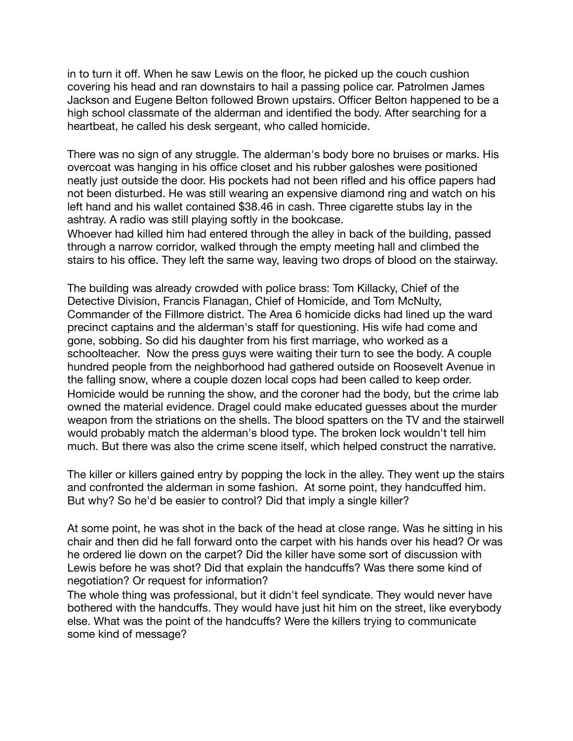in to turn it off. When he saw Lewis on the floor, he picked up the couch cushion covering his head and ran downstairs to hail a passing police car. Patrolmen James Jackson and Eugene Belton followed Brown upstairs. Officer Belton happened to be a high school classmate of the alderman and identified the body. After searching for a heartbeat, he called his desk sergeant, who called homicide.

There was no sign of any struggle. The alderman's body bore no bruises or marks. His overcoat was hanging in his office closet and his rubber galoshes were positioned neatly just outside the door. His pockets had not been rifled and his office papers had not been disturbed. He was still wearing an expensive diamond ring and watch on his left hand and his wallet contained $38.46 in cash. Three cigarette stubs lay in the ashtray. A radio was still playing softly in the bookcase.

Whoever had killed him had entered through the alley in back of the building, passed through a narrow corridor, walked through the empty meeting hall and climbed the stairs to his office. They left the same way, leaving two drops of blood on the stairway.

The building was already crowded with police brass: Tom Killacky, Chief of the Detective Division, Francis Flanagan, Chief of Homicide, and Tom McNulty, Commander of the Fillmore district. The Area 6 homicide dicks had lined up the ward precinct captains and the alderman's staff for questioning. His wife had come and gone, sobbing. So did his daughter from his first marriage, who worked as a schoolteacher. Now the press guys were waiting their turn to see the body. A couple hundred people from the neighborhood had gathered outside on Roosevelt Avenue in the falling snow, where a couple dozen local cops had been called to keep order.

Homicide would be running the show, and the coroner had the body, but the crime lab owned the material evidence. Dragel could make educated guesses about the murder weapon from the striations on the shells. The blood spatters on the TV and the stairwell would probably match the alderman's blood type. The broken lock wouldn't tell him much. But there was also the crime scene itself, which helped construct the narrative.

The killer or killers gained entry by popping the lock in the alley. They went up the stairs and confronted the alderman in some fashion. At some point, they handcuffed him. But why? So he'd be easier to control? Did that imply a single killer?

At some point, he was shot in the back of the head at close range. Was he sitting in his chair and then did he fall forward onto the carpet with his hands over his head? Or was he ordered lie down on the carpet? Did the killer have some sort of discussion with Lewis before he was shot? Did that explain the handcuffs? Was there some kind of negotiation? Or request for information?

The whole thing was professional, but it didn't feel syndicate. They would never have bothered with the handcuffs. They would have just hit him on the street, like everybody else. What was the point of the handcuffs? Were the killers trying to communicate some kind of message?